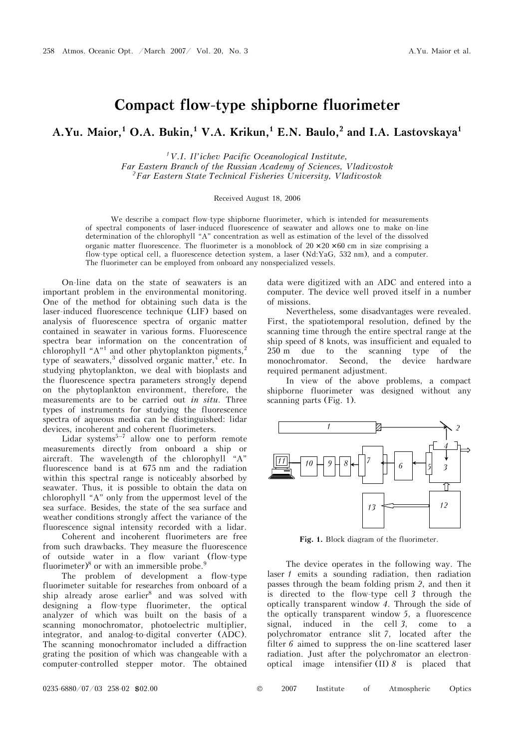# Compact flow-type shipborne fluorimeter

**A.Yu. Maior,[1] O.A. Bukin,[1] V.A. Krikun,[1] E.N. Baulo,[2] and I.A. Lastovskaya[1]**

*[1] V.I. Il'ichev Pacific Oceanological Institute, Far Eastern Branch of the Russian Academy of Sciences, Vladivostok*
*[2] Far Eastern State Technical Fisheries University, Vladivostok*

Received August 18, 2006

We describe a compact flow-type shipborne fluorimeter, which is intended for measurements of spectral components of laser-induced fluorescence of seawater and allows one to make on-line determination of the chlorophyll "A" concentration as well as estimation of the level of the dissolved organic matter fluorescence. The fluorimeter is a monoblock of 20 × 20 × 60 cm in size comprising a flow-type optical cell, a fluorescence detection system, a laser (Nd:YaG, 532 nm), and a computer. The fluorimeter can be employed from onboard any nonspecialized vessels.

On-line data on the state of seawaters is an important problem in the environmental monitoring. One of the method for obtaining such data is the laser-induced fluorescence technique (LIF) based on analysis of fluorescence spectra of organic matter contained in seawater in various forms. Fluorescence spectra bear information on the concentration of chlorophyll "A"[1] and other phytoplankton pigments,[2] type of seawaters,[3] dissolved organic matter,[4] etc. In studying phytoplankton, we deal with bioplasts and the fluorescence spectra parameters strongly depend on the phytoplankton environment, therefore, the measurements are to be carried out *in situ*. Three types of instruments for studying the fluorescence spectra of aqueous media can be distinguished: lidar devices, incoherent and coherent fluorimeters.

Lidar systems[5–7] allow one to perform remote measurements directly from onboard a ship or aircraft. The wavelength of the chlorophyll "A" fluorescence band is at 675 nm and the radiation within this spectral range is noticeably absorbed by seawater. Thus, it is possible to obtain the data on chlorophyll "A" only from the uppermost level of the sea surface. Besides, the state of the sea surface and weather conditions strongly affect the variance of the fluorescence signal intensity recorded with a lidar.

Coherent and incoherent fluorimeters are free from such drawbacks. They measure the fluorescence of outside water in a flow variant (flow-type fluorimeter)[8] or with an immersible probe.[9]

The problem of development a flow-type fluorimeter suitable for researches from onboard of a ship already arose earlier[8] and was solved with designing a flow-type fluorimeter, the optical analyzer of which was built on the basis of a scanning monochromator, photoelectric multiplier, integrator, and analog-to-digital converter (ADC). The scanning monochromator included a diffraction grating the position of which was changeable with a computer-controlled stepper motor. The obtained data were digitized with an ADC and entered into a computer. The device well proved itself in a number of missions.

Nevertheless, some disadvantages were revealed. First, the spatiotemporal resolution, defined by the scanning time through the entire spectral range at the ship speed of 8 knots, was insufficient and equaled to 250 m due to the scanning type of the monochromator. Second, the device hardware required permanent adjustment.

In view of the above problems, a compact shipborne fluorimeter was designed without any scanning parts (Fig. 1).

**Fig. 1.** Block diagram of the fluorimeter.

The device operates in the following way. The laser *1* emits a sounding radiation, then radiation passes through the beam folding prism *2*, and then it is directed to the flow-type cell *3* through the optically transparent window *4*. Through the side of the optically transparent window *5*, a fluorescence signal, induced in the cell *3*, come to a polychromator entrance slit *7*, located after the filter *6* aimed to suppress the on-line scattered laser radiation. Just after the polychromator an electron-optical image intensifier (II) *8* is placed that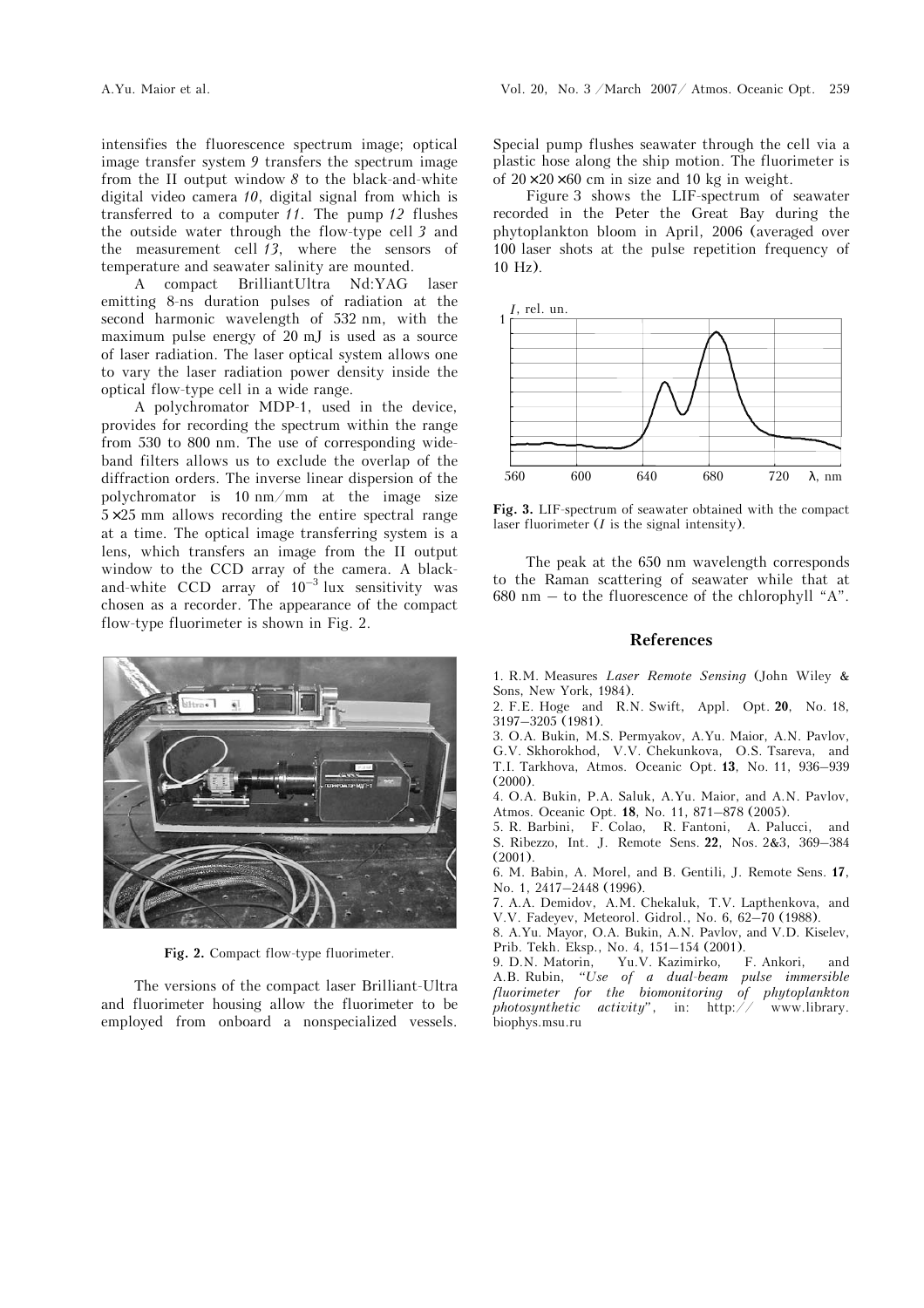intensifies the fluorescence spectrum image; optical image transfer system *9* transfers the spectrum image from the II output window *8* to the black-and-white digital video camera *10*, digital signal from which is transferred to a computer *11*. The pump *12* flushes the outside water through the flow-type cell *3* and the measurement cell *13*, where the sensors of temperature and seawater salinity are mounted.

A compact BrilliantUltra Nd:YAG laser emitting 8-ns duration pulses of radiation at the second harmonic wavelength of 532 nm, with the maximum pulse energy of 20 mJ is used as a source of laser radiation. The laser optical system allows one to vary the laser radiation power density inside the optical flow-type cell in a wide range.

A polychromator MDP-1, used in the device, provides for recording the spectrum within the range from 530 to 800 nm. The use of corresponding wide-band filters allows us to exclude the overlap of the diffraction orders. The inverse linear dispersion of the polychromator is 10 nm/mm at the image size $5\times25$ mm allows recording the entire spectral range at a time. The optical image transferring system is a lens, which transfers an image from the II output window to the CCD array of the camera. A black-and-white CCD array of $10^{-3}$ lux sensitivity was chosen as a recorder. The appearance of the compact flow-type fluorimeter is shown in Fig. 2.

**Fig. 2.** Compact flow-type fluorimeter.

The versions of the compact laser Brilliant-Ultra and fluorimeter housing allow the fluorimeter to be employed from onboard a nonspecialized vessels. Special pump flushes seawater through the cell via a plastic hose along the ship motion. The fluorimeter is of $20\times20\times60$ cm in size and 10 kg in weight.

Figure 3 shows the LIF-spectrum of seawater recorded in the Peter the Great Bay during the phytoplankton bloom in April, 2006 (averaged over 100 laser shots at the pulse repetition frequency of 10 Hz).

*I*, rel. un.
1
560 600 640 680 720 λ, nm

**Fig. 3.** LIF-spectrum of seawater obtained with the compact laser fluorimeter (*I* is the signal intensity).

The peak at the 650 nm wavelength corresponds to the Raman scattering of seawater while that at 680 nm – to the fluorescence of the chlorophyll "A".

## References

1. R.M. Measures *Laser Remote Sensing* (John Wiley & Sons, New York, 1984).
2. F.E. Hoge and R.N. Swift, Appl. Opt. **20**, No. 18, 3197–3205 (1981).
3. O.A. Bukin, M.S. Permyakov, A.Yu. Maior, A.N. Pavlov, G.V. Skhorokhod, V.V. Chekunkova, O.S. Tsareva, and T.I. Tarkhova, Atmos. Oceanic Opt. **13**, No. 11, 936–939 (2000).
4. O.A. Bukin, P.A. Saluk, A.Yu. Maior, and A.N. Pavlov, Atmos. Oceanic Opt. **18**, No. 11, 871–878 (2005).
5. R. Barbini, F. Colao, R. Fantoni, A. Palucci, and S. Ribezzo, Int. J. Remote Sens. **22**, Nos. 2&3, 369–384 (2001).
6. M. Babin, A. Morel, and B. Gentili, J. Remote Sens. **17**, No. 1, 2417–2448 (1996).
7. A.A. Demidov, A.M. Chekaluk, T.V. Lapthenkova, and V.V. Fadeyev, Meteorol. Gidrol., No. 6, 62–70 (1988).
8. A.Yu. Mayor, O.A. Bukin, A.N. Pavlov, and V.D. Kiselev, Prib. Tekh. Eksp., No. 4, 151–154 (2001).
9. D.N. Matorin, Yu.V. Kazimirko, F. Ankori, and A.B. Rubin, *"Use of a dual-beam pulse immersible fluorimeter for the biomonitoring of phytoplankton photosynthetic activity"*, in: http://www.library.biophys.msu.ru